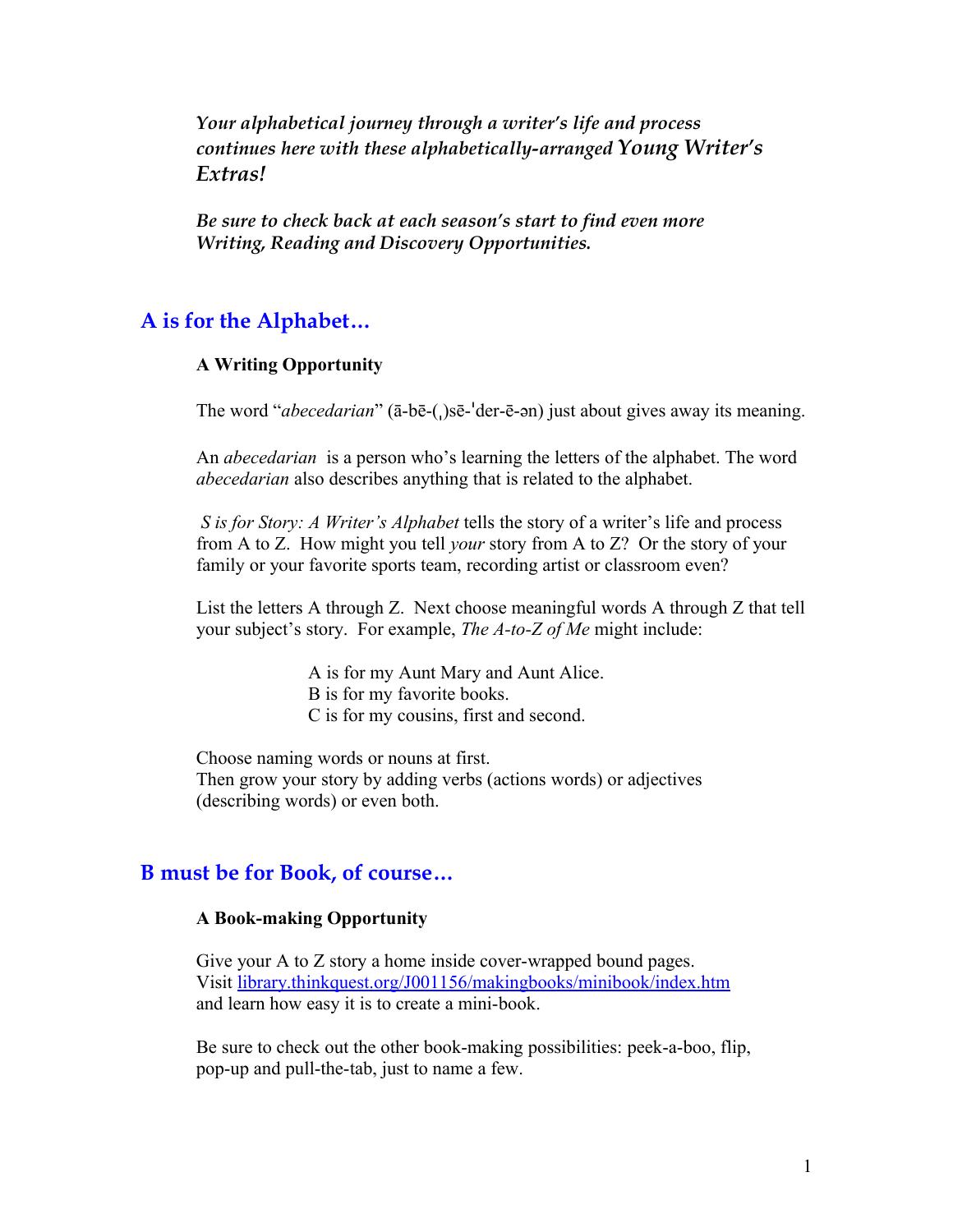*Your alphabetical journey through a writer's life and process continues here with these alphabetically-arranged Young Writer's Extras!*

*Be sure to check back at each season's start to find even more Writing, Reading and Discovery Opportunities.*

## A is for the Alphabet…

**A Writing Opportunity**

The word "*abecedarian*" (ā-bē-(ˌ)sē-ˈder-ē-ən) just about gives away its meaning.

An *abecedarian* is a person who's learning the letters of the alphabet. The word *abecedarian* also describes anything that is related to the alphabet.

*S is for Story: A Writer's Alphabet* tells the story of a writer's life and process from A to Z. How might you tell *your* story from A to Z? Or the story of your family or your favorite sports team, recording artist or classroom even?

List the letters A through Z. Next choose meaningful words A through Z that tell your subject's story. For example, *The A-to-Z of Me* might include:

> A is for my Aunt Mary and Aunt Alice.
> B is for my favorite books.
> C is for my cousins, first and second.

Choose naming words or nouns at first.
Then grow your story by adding verbs (actions words) or adjectives (describing words) or even both.

## B must be for Book, of course…

**A Book-making Opportunity**

Give your A to Z story a home inside cover-wrapped bound pages.
Visit [library.thinkquest.org/J001156/makingbooks/minibook/index.htm](library.thinkquest.org/J001156/makingbooks/minibook/index.htm) and learn how easy it is to create a mini-book.

Be sure to check out the other book-making possibilities: peek-a-boo, flip, pop-up and pull-the-tab, just to name a few.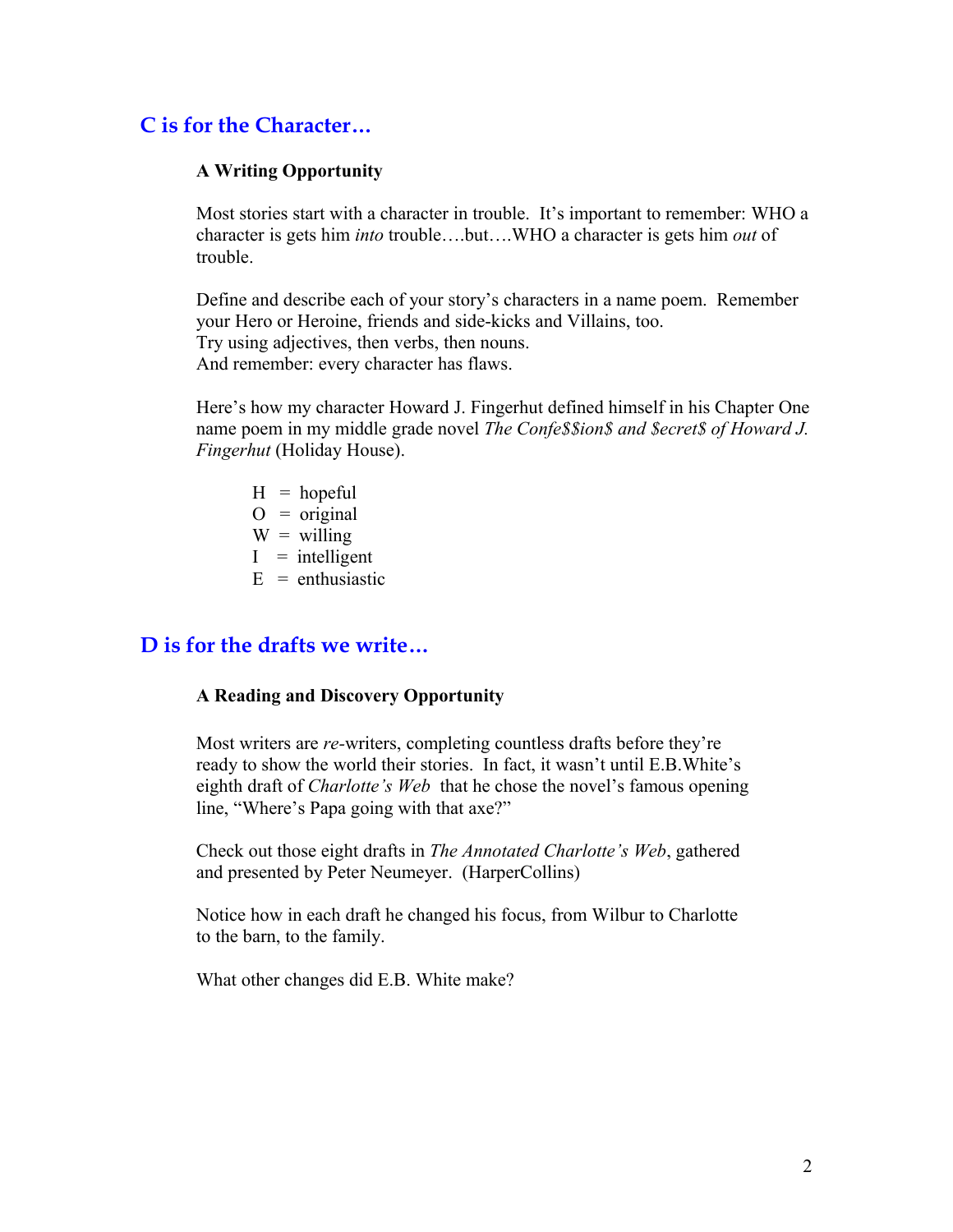## C is for the Character…

### A Writing Opportunity

Most stories start with a character in trouble. It's important to remember: WHO a character is gets him *into* trouble….but….WHO a character is gets him *out* of trouble.

Define and describe each of your story's characters in a name poem. Remember your Hero or Heroine, friends and side-kicks and Villains, too.
Try using adjectives, then verbs, then nouns.
And remember: every character has flaws.

Here's how my character Howard J. Fingerhut defined himself in his Chapter One name poem in my middle grade novel *The Confe$$ion$ and $ecret$ of Howard J. Fingerhut* (Holiday House).

H = hopeful
O = original
W = willing
I = intelligent
E = enthusiastic

## D is for the drafts we write…

### A Reading and Discovery Opportunity

Most writers are *re*-writers, completing countless drafts before they're ready to show the world their stories. In fact, it wasn't until E.B.White's eighth draft of *Charlotte's Web* that he chose the novel's famous opening line, "Where's Papa going with that axe?"

Check out those eight drafts in *The Annotated Charlotte's Web*, gathered and presented by Peter Neumeyer. (HarperCollins)

Notice how in each draft he changed his focus, from Wilbur to Charlotte to the barn, to the family.

What other changes did E.B. White make?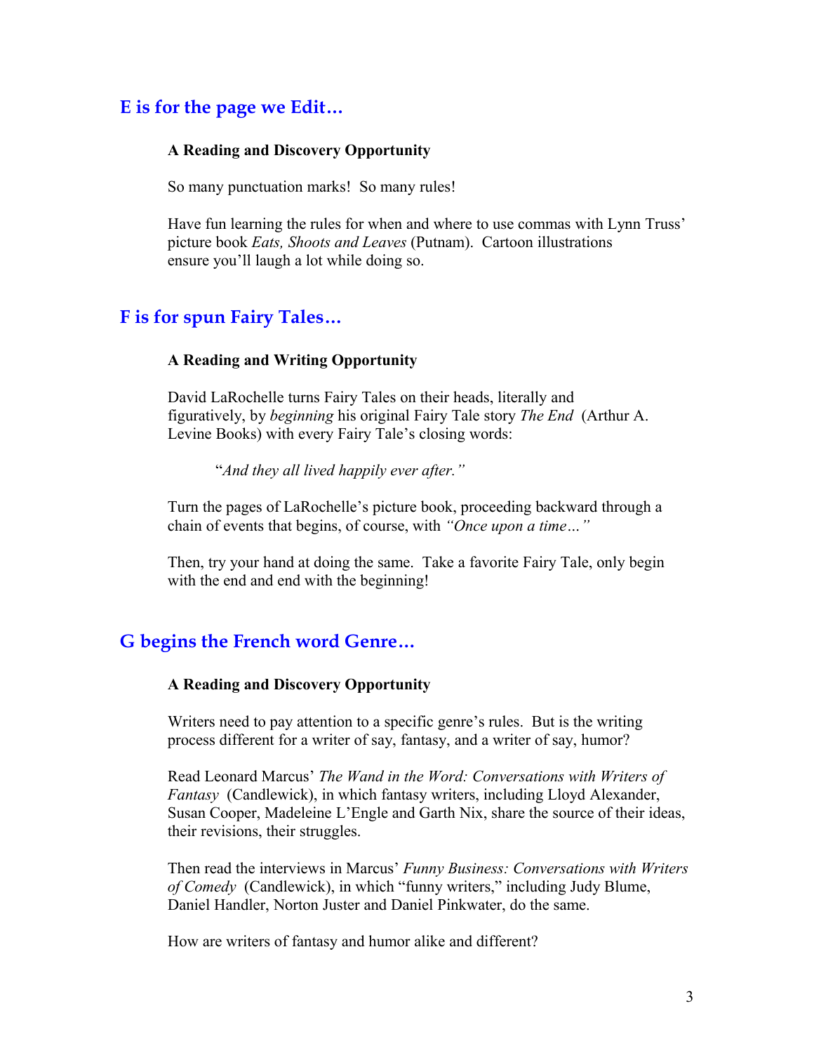## E is for the page we Edit…

**A Reading and Discovery Opportunity**

So many punctuation marks! So many rules!

Have fun learning the rules for when and where to use commas with Lynn Truss' picture book *Eats, Shoots and Leaves* (Putnam). Cartoon illustrations ensure you'll laugh a lot while doing so.

## F is for spun Fairy Tales…

**A Reading and Writing Opportunity**

David LaRochelle turns Fairy Tales on their heads, literally and figuratively, by *beginning* his original Fairy Tale story *The End* (Arthur A. Levine Books) with every Fairy Tale's closing words:

> "*And they all lived happily ever after.*"

Turn the pages of LaRochelle's picture book, proceeding backward through a chain of events that begins, of course, with *"Once upon a time…"*

Then, try your hand at doing the same. Take a favorite Fairy Tale, only begin with the end and end with the beginning!

## G begins the French word Genre…

**A Reading and Discovery Opportunity**

Writers need to pay attention to a specific genre's rules. But is the writing process different for a writer of say, fantasy, and a writer of say, humor?

Read Leonard Marcus' *The Wand in the Word: Conversations with Writers of Fantasy* (Candlewick), in which fantasy writers, including Lloyd Alexander, Susan Cooper, Madeleine L'Engle and Garth Nix, share the source of their ideas, their revisions, their struggles.

Then read the interviews in Marcus' *Funny Business: Conversations with Writers of Comedy* (Candlewick), in which "funny writers," including Judy Blume, Daniel Handler, Norton Juster and Daniel Pinkwater, do the same.

How are writers of fantasy and humor alike and different?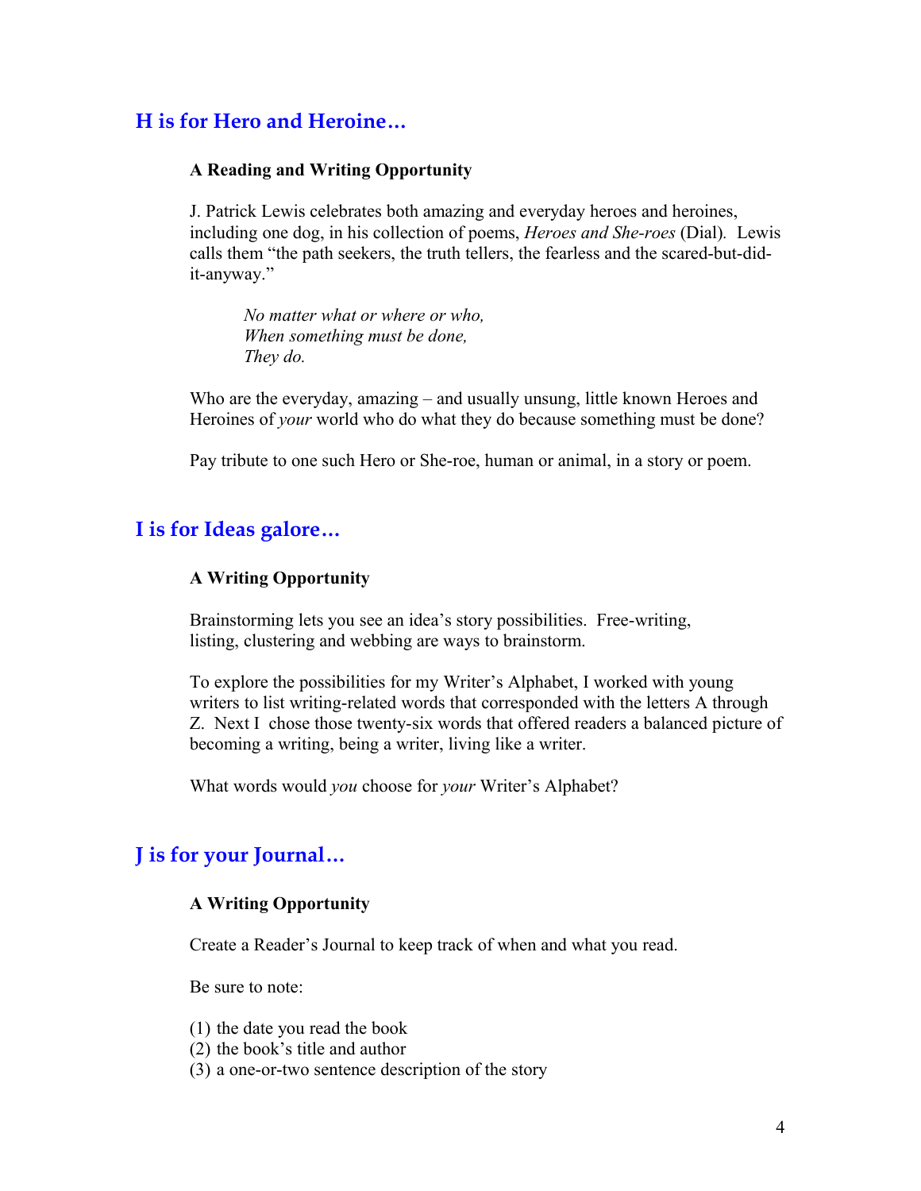## H is for Hero and Heroine…

### A Reading and Writing Opportunity

J. Patrick Lewis celebrates both amazing and everyday heroes and heroines, including one dog, in his collection of poems, *Heroes and She-roes* (Dial). Lewis calls them "the path seekers, the truth tellers, the fearless and the scared-but-did-it-anyway."

> *No matter what or where or who,*
> *When something must be done,*
> *They do.*

Who are the everyday, amazing – and usually unsung, little known Heroes and Heroines of *your* world who do what they do because something must be done?

Pay tribute to one such Hero or She-roe, human or animal, in a story or poem.

## I is for Ideas galore…

### A Writing Opportunity

Brainstorming lets you see an idea's story possibilities. Free-writing, listing, clustering and webbing are ways to brainstorm.

To explore the possibilities for my Writer's Alphabet, I worked with young writers to list writing-related words that corresponded with the letters A through Z. Next I chose those twenty-six words that offered readers a balanced picture of becoming a writing, being a writer, living like a writer.

What words would *you* choose for *your* Writer's Alphabet?

## J is for your Journal…

### A Writing Opportunity

Create a Reader's Journal to keep track of when and what you read.

Be sure to note:

(1) the date you read the book
(2) the book's title and author
(3) a one-or-two sentence description of the story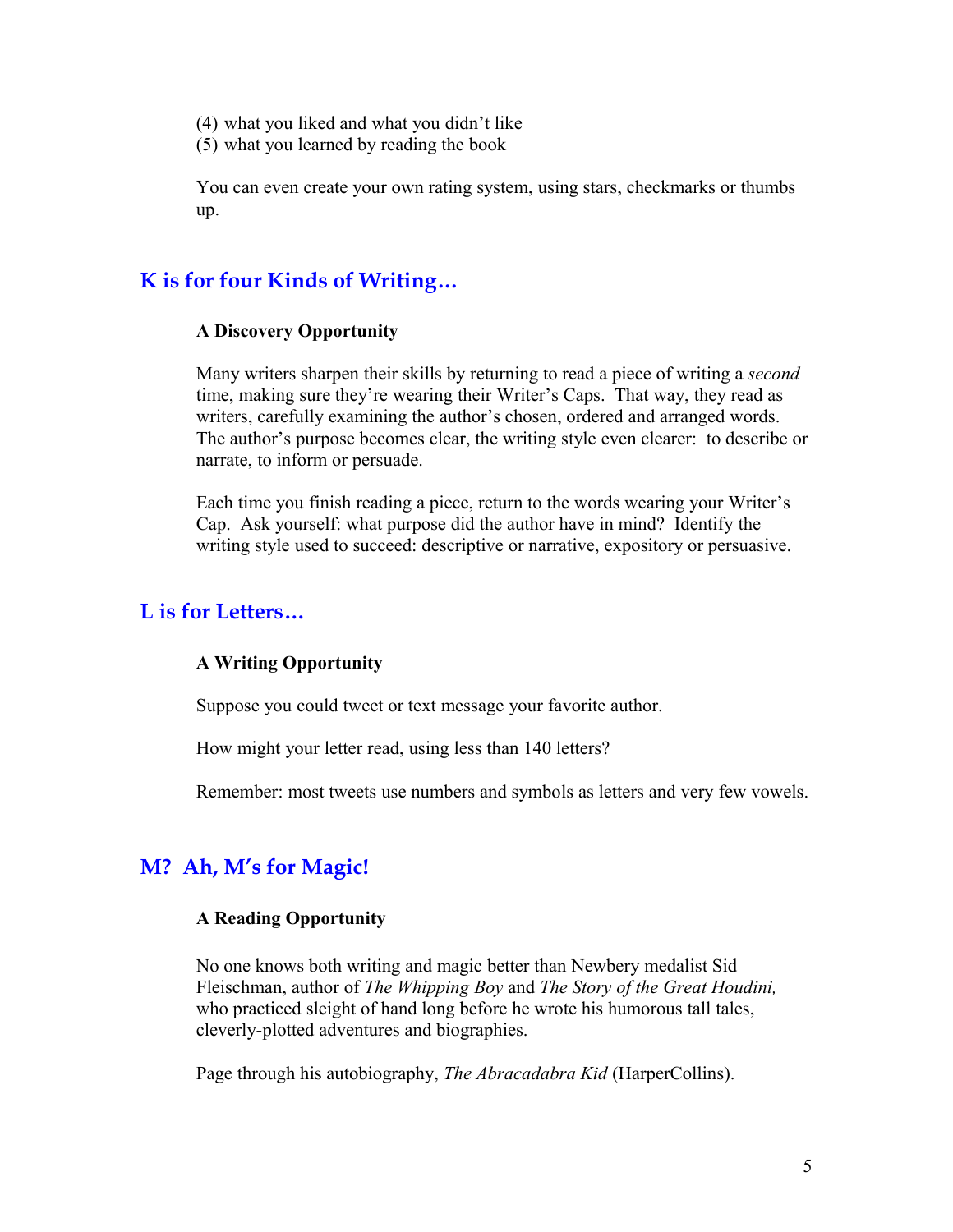(4) what you liked and what you didn't like
(5) what you learned by reading the book

You can even create your own rating system, using stars, checkmarks or thumbs up.

## K is for four Kinds of Writing…

**A Discovery Opportunity**

Many writers sharpen their skills by returning to read a piece of writing a *second* time, making sure they're wearing their Writer's Caps. That way, they read as writers, carefully examining the author's chosen, ordered and arranged words. The author's purpose becomes clear, the writing style even clearer: to describe or narrate, to inform or persuade.

Each time you finish reading a piece, return to the words wearing your Writer's Cap. Ask yourself: what purpose did the author have in mind? Identify the writing style used to succeed: descriptive or narrative, expository or persuasive.

## L is for Letters…

**A Writing Opportunity**

Suppose you could tweet or text message your favorite author.

How might your letter read, using less than 140 letters?

Remember: most tweets use numbers and symbols as letters and very few vowels.

## M? Ah, M's for Magic!

**A Reading Opportunity**

No one knows both writing and magic better than Newbery medalist Sid Fleischman, author of *The Whipping Boy* and *The Story of the Great Houdini,* who practiced sleight of hand long before he wrote his humorous tall tales, cleverly-plotted adventures and biographies.

Page through his autobiography, *The Abracadabra Kid* (HarperCollins).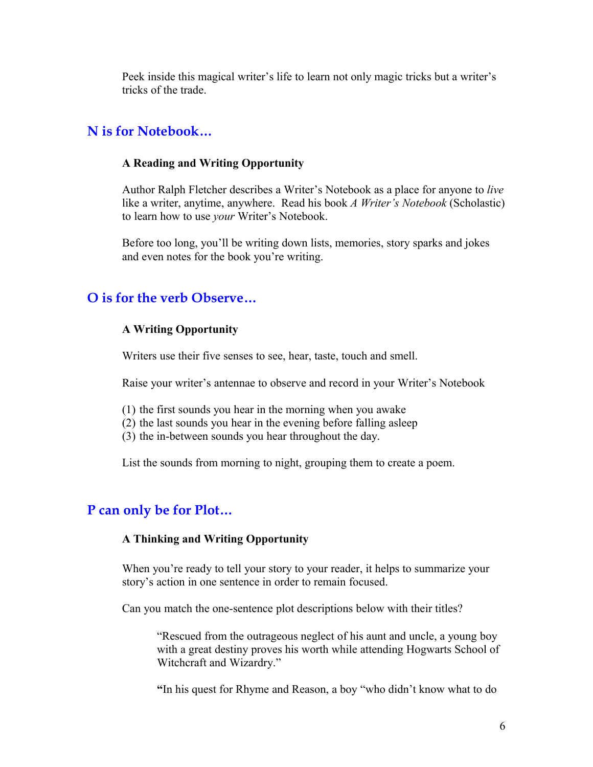Peek inside this magical writer's life to learn not only magic tricks but a writer's tricks of the trade.

## N is for Notebook…

**A Reading and Writing Opportunity**

Author Ralph Fletcher describes a Writer's Notebook as a place for anyone to *live* like a writer, anytime, anywhere. Read his book *A Writer's Notebook* (Scholastic) to learn how to use *your* Writer's Notebook.

Before too long, you'll be writing down lists, memories, story sparks and jokes and even notes for the book you're writing.

## O is for the verb Observe…

**A Writing Opportunity**

Writers use their five senses to see, hear, taste, touch and smell.

Raise your writer's antennae to observe and record in your Writer's Notebook

(1) the first sounds you hear in the morning when you awake
(2) the last sounds you hear in the evening before falling asleep
(3) the in-between sounds you hear throughout the day.

List the sounds from morning to night, grouping them to create a poem.

## P can only be for Plot…

**A Thinking and Writing Opportunity**

When you're ready to tell your story to your reader, it helps to summarize your story's action in one sentence in order to remain focused.

Can you match the one-sentence plot descriptions below with their titles?

> "Rescued from the outrageous neglect of his aunt and uncle, a young boy with a great destiny proves his worth while attending Hogwarts School of Witchcraft and Wizardry."
>
> **"**In his quest for Rhyme and Reason, a boy "who didn't know what to do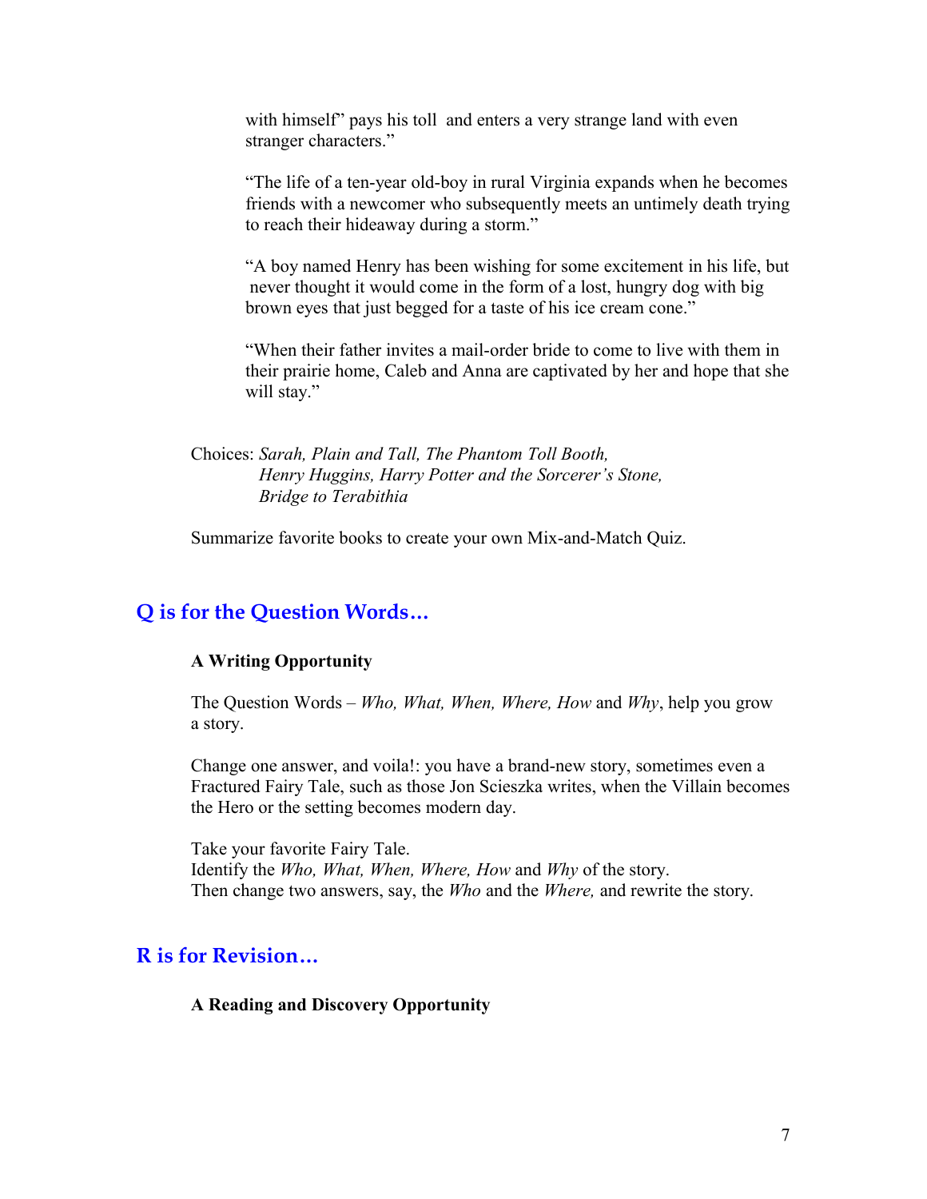with himself" pays his toll  and enters a very strange land with even stranger characters."

"The life of a ten-year old-boy in rural Virginia expands when he becomes friends with a newcomer who subsequently meets an untimely death trying to reach their hideaway during a storm."

"A boy named Henry has been wishing for some excitement in his life, but never thought it would come in the form of a lost, hungry dog with big brown eyes that just begged for a taste of his ice cream cone."

"When their father invites a mail-order bride to come to live with them in their prairie home, Caleb and Anna are captivated by her and hope that she will stay."

Choices: *Sarah, Plain and Tall, The Phantom Toll Booth, Henry Huggins, Harry Potter and the Sorcerer's Stone, Bridge to Terabithia*

Summarize favorite books to create your own Mix-and-Match Quiz.

## Q is for the Question Words…

**A Writing Opportunity**

The Question Words – *Who, What, When, Where, How* and *Why*, help you grow a story.

Change one answer, and voila!: you have a brand-new story, sometimes even a Fractured Fairy Tale, such as those Jon Scieszka writes, when the Villain becomes the Hero or the setting becomes modern day.

Take your favorite Fairy Tale.
Identify the *Who, What, When, Where, How* and *Why* of the story.
Then change two answers, say, the *Who* and the *Where,* and rewrite the story.

## R is for Revision…

**A Reading and Discovery Opportunity**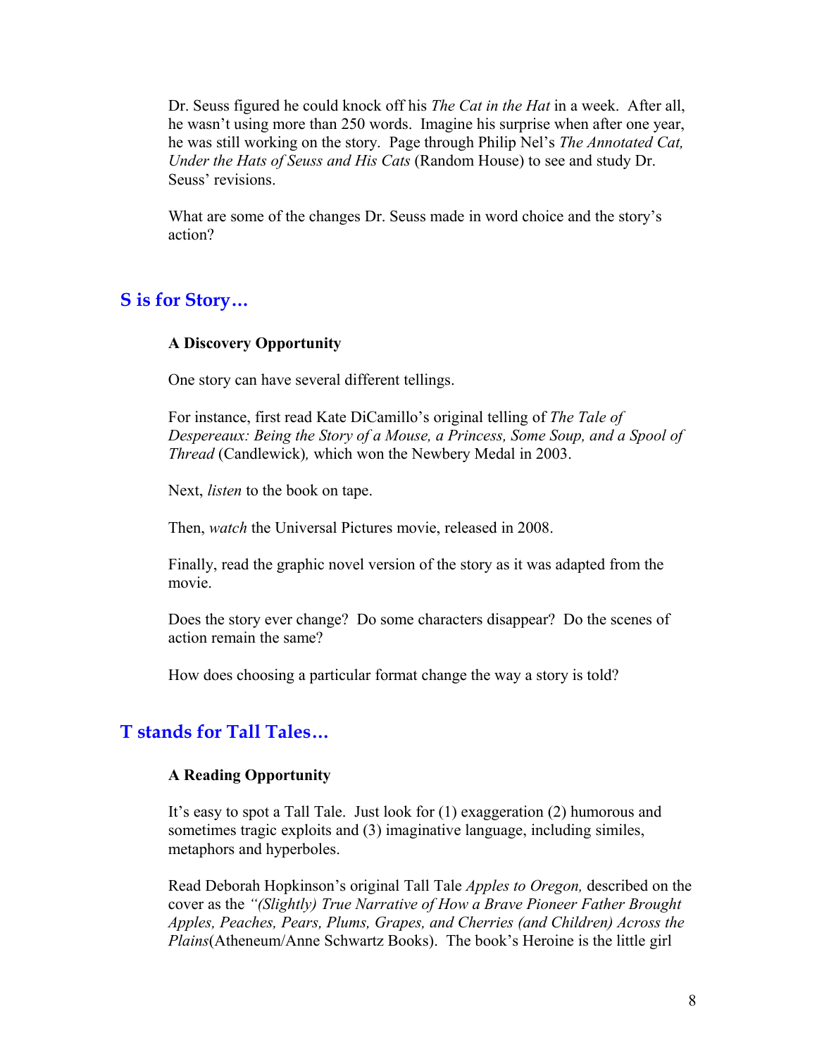Dr. Seuss figured he could knock off his *The Cat in the Hat* in a week. After all, he wasn't using more than 250 words. Imagine his surprise when after one year, he was still working on the story. Page through Philip Nel's *The Annotated Cat, Under the Hats of Seuss and His Cats* (Random House) to see and study Dr. Seuss' revisions.

What are some of the changes Dr. Seuss made in word choice and the story's action?

## S is for Story…

### A Discovery Opportunity

One story can have several different tellings.

For instance, first read Kate DiCamillo's original telling of *The Tale of Despereaux: Being the Story of a Mouse, a Princess, Some Soup, and a Spool of Thread* (Candlewick), which won the Newbery Medal in 2003.

Next, *listen* to the book on tape.

Then, *watch* the Universal Pictures movie, released in 2008.

Finally, read the graphic novel version of the story as it was adapted from the movie.

Does the story ever change? Do some characters disappear? Do the scenes of action remain the same?

How does choosing a particular format change the way a story is told?

## T stands for Tall Tales…

### A Reading Opportunity

It's easy to spot a Tall Tale. Just look for (1) exaggeration (2) humorous and sometimes tragic exploits and (3) imaginative language, including similes, metaphors and hyperboles.

Read Deborah Hopkinson's original Tall Tale *Apples to Oregon,* described on the cover as the *"(Slightly) True Narrative of How a Brave Pioneer Father Brought Apples, Peaches, Pears, Plums, Grapes, and Cherries (and Children) Across the Plains*(Atheneum/Anne Schwartz Books). The book's Heroine is the little girl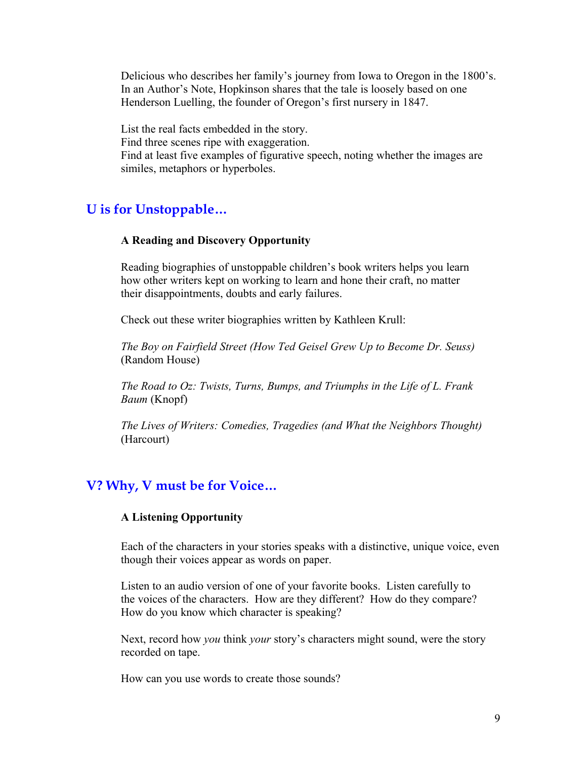Delicious who describes her family's journey from Iowa to Oregon in the 1800's. In an Author's Note, Hopkinson shares that the tale is loosely based on one Henderson Luelling, the founder of Oregon's first nursery in 1847.

List the real facts embedded in the story.
Find three scenes ripe with exaggeration.
Find at least five examples of figurative speech, noting whether the images are similes, metaphors or hyperboles.

## U is for Unstoppable…

**A Reading and Discovery Opportunity**

Reading biographies of unstoppable children's book writers helps you learn how other writers kept on working to learn and hone their craft, no matter their disappointments, doubts and early failures.

Check out these writer biographies written by Kathleen Krull:

*The Boy on Fairfield Street (How Ted Geisel Grew Up to Become Dr. Seuss)* (Random House)

*The Road to Oz: Twists, Turns, Bumps, and Triumphs in the Life of L. Frank Baum* (Knopf)

*The Lives of Writers: Comedies, Tragedies (and What the Neighbors Thought)* (Harcourt)

## V? Why, V must be for Voice…

**A Listening Opportunity**

Each of the characters in your stories speaks with a distinctive, unique voice, even though their voices appear as words on paper.

Listen to an audio version of one of your favorite books. Listen carefully to the voices of the characters. How are they different? How do they compare? How do you know which character is speaking?

Next, record how *you* think *your* story's characters might sound, were the story recorded on tape.

How can you use words to create those sounds?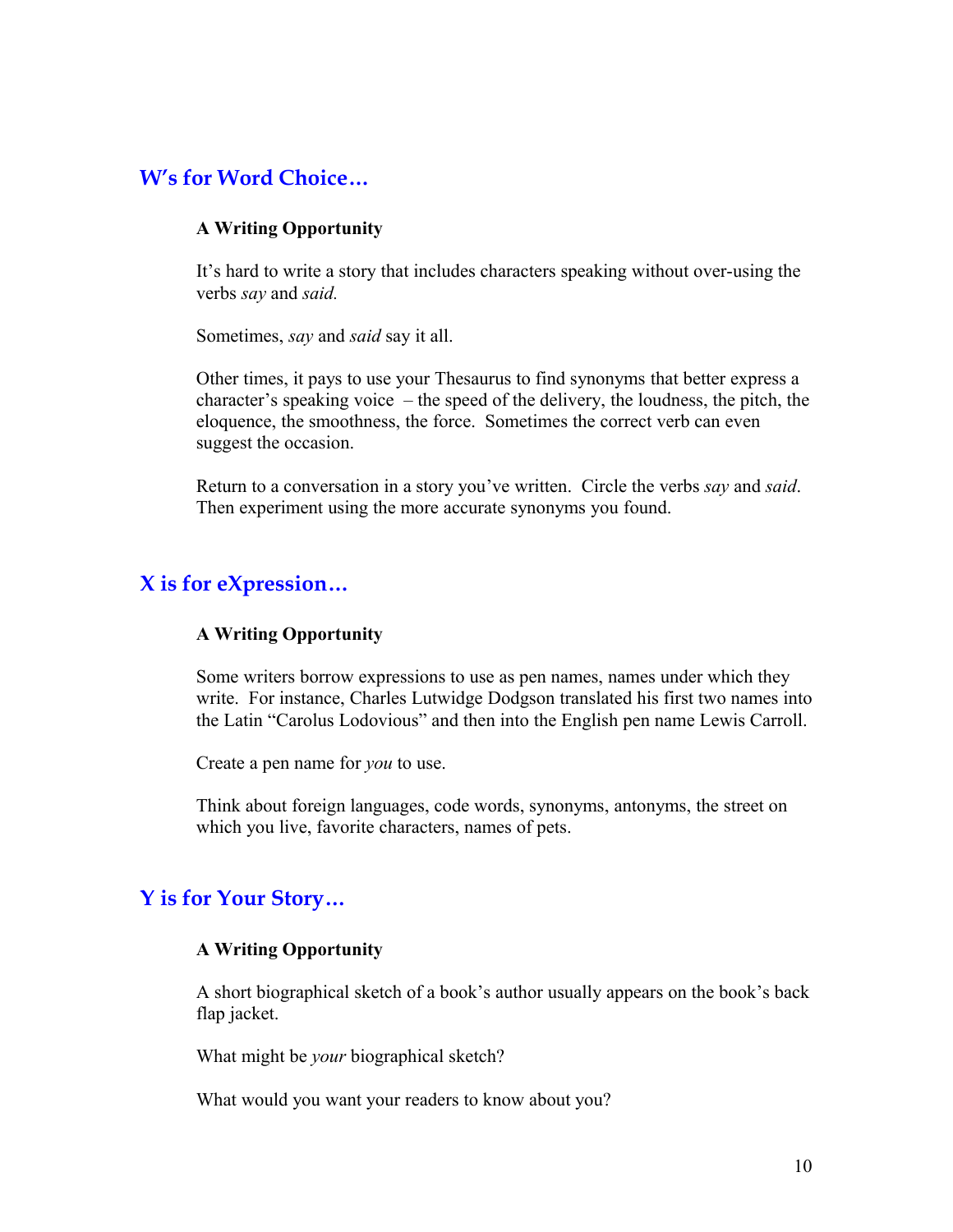## W's for Word Choice…

**A Writing Opportunity**

It's hard to write a story that includes characters speaking without over-using the verbs *say* and *said.*

Sometimes, *say* and *said* say it all.

Other times, it pays to use your Thesaurus to find synonyms that better express a character's speaking voice – the speed of the delivery, the loudness, the pitch, the eloquence, the smoothness, the force. Sometimes the correct verb can even suggest the occasion.

Return to a conversation in a story you've written. Circle the verbs *say* and *said*. Then experiment using the more accurate synonyms you found.

## X is for eXpression…

**A Writing Opportunity**

Some writers borrow expressions to use as pen names, names under which they write. For instance, Charles Lutwidge Dodgson translated his first two names into the Latin "Carolus Lodovious" and then into the English pen name Lewis Carroll.

Create a pen name for *you* to use.

Think about foreign languages, code words, synonyms, antonyms, the street on which you live, favorite characters, names of pets.

## Y is for Your Story…

**A Writing Opportunity**

A short biographical sketch of a book's author usually appears on the book's back flap jacket.

What might be *your* biographical sketch?

What would you want your readers to know about you?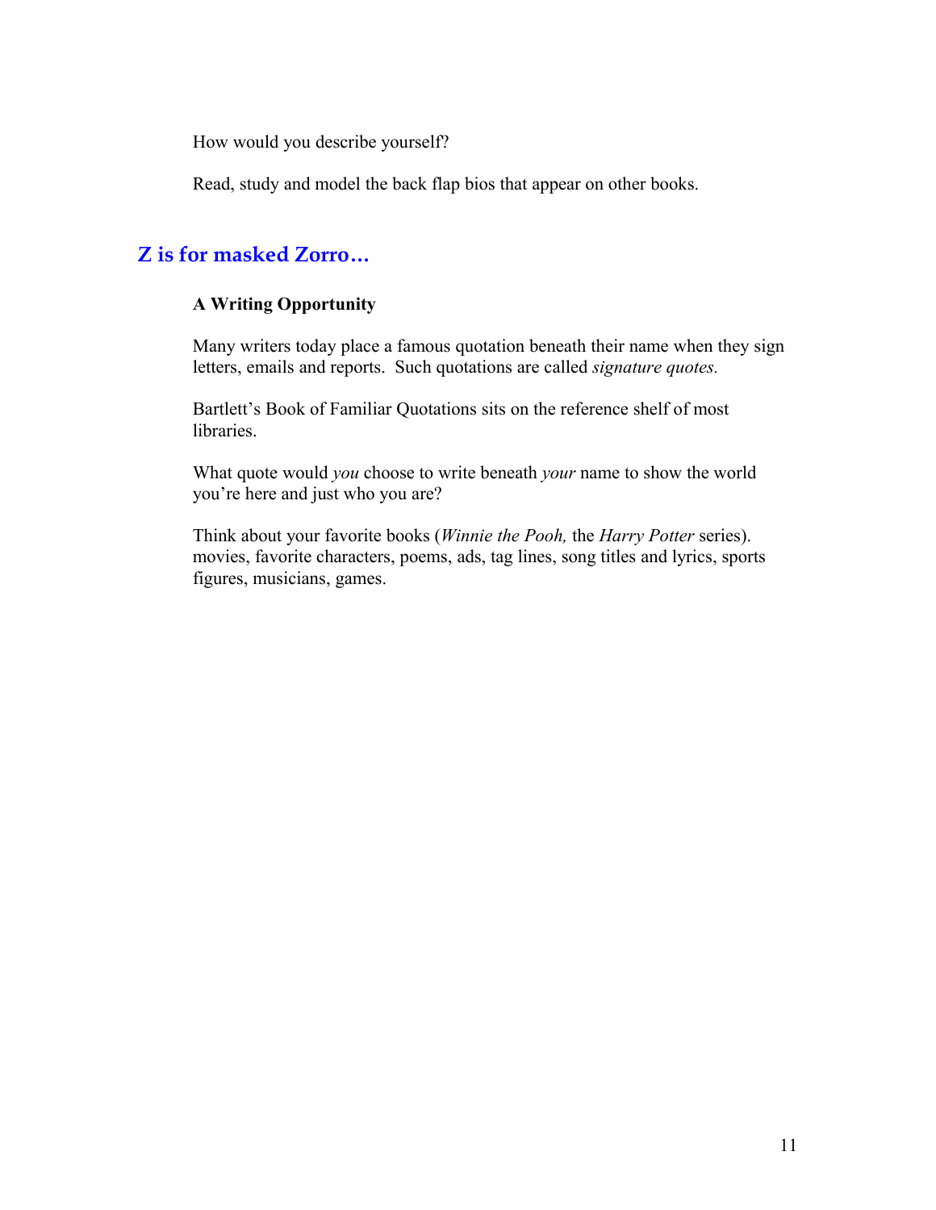How would you describe yourself?

Read, study and model the back flap bios that appear on other books.

## Z is for masked Zorro…

**A Writing Opportunity**

Many writers today place a famous quotation beneath their name when they sign letters, emails and reports. Such quotations are called *signature quotes.*

Bartlett's Book of Familiar Quotations sits on the reference shelf of most libraries.

What quote would *you* choose to write beneath *your* name to show the world you're here and just who you are?

Think about your favorite books (*Winnie the Pooh,* the *Harry Potter* series). movies, favorite characters, poems, ads, tag lines, song titles and lyrics, sports figures, musicians, games.